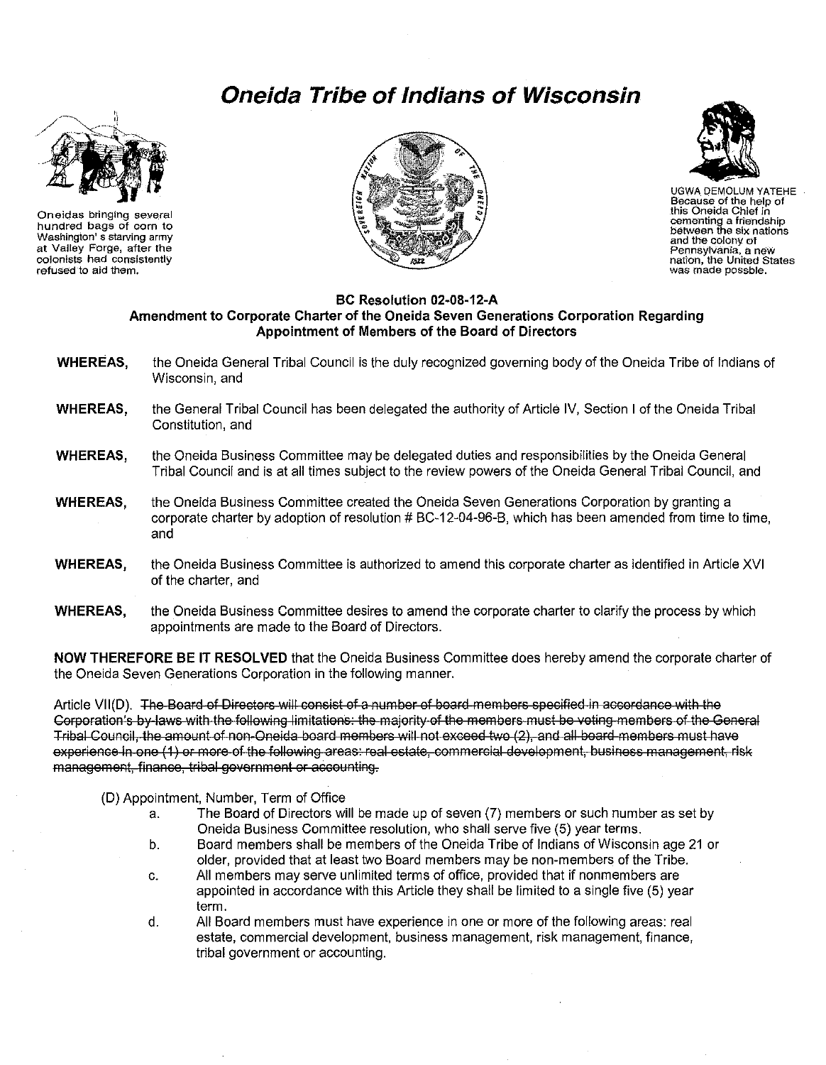# Oneida Tribe of Indians of Wisconsin

Oneidas bringing several hundred bags of corn to Washington' s starving army at Valley Forge, after the colonists had consistently refused to aid them.

UGWA DEMOLUM YATEHE Because of the help of this Oneida Chief in cementing a friendship between the six nations and the colony of Pennsylvania, a new nation, the United States was made possble.

**BC Resolution 02-08-12-A**
**Amendment to Corporate Charter of the Oneida Seven Generations Corporation Regarding Appointment of Members of the Board of Directors**

**WHEREAS,** the Oneida General Tribal Council is the duly recognized governing body of the Oneida Tribe of Indians of Wisconsin, and

**WHEREAS,** the General Tribal Council has been delegated the authority of Article IV, Section I of the Oneida Tribal Constitution, and

**WHEREAS,** the Oneida Business Committee may be delegated duties and responsibilities by the Oneida General Tribal Council and is at all times subject to the review powers of the Oneida General Tribal Council, and

**WHEREAS,** the Oneida Business Committee created the Oneida Seven Generations Corporation by granting a corporate charter by adoption of resolution # BC-12-04-96-B, which has been amended from time to time, and

**WHEREAS,** the Oneida Business Committee is authorized to amend this corporate charter as identified in Article XVI of the charter, and

**WHEREAS,** the Oneida Business Committee desires to amend the corporate charter to clarify the process by which appointments are made to the Board of Directors.

**NOW THEREFORE BE IT RESOLVED** that the Oneida Business Committee does hereby amend the corporate charter of the Oneida Seven Generations Corporation in the following manner.

Article VII(D). ~~The Board of Directors will consist of a number of board members specified in accordance with the Corporation's by-laws with the following limitations: the majority of the members must be voting members of the General Tribal Council, the amount of non-Oneida board members will not exceed two (2), and all board members must have experience in one (1) or more of the following areas: real estate, commercial development, business management, risk management, finance, tribal government or accounting.~~

(D) Appointment, Number, Term of Office

a. The Board of Directors will be made up of seven (7) members or such number as set by Oneida Business Committee resolution, who shall serve five (5) year terms.

b. Board members shall be members of the Oneida Tribe of Indians of Wisconsin age 21 or older, provided that at least two Board members may be non-members of the Tribe.

c. All members may serve unlimited terms of office, provided that if nonmembers are appointed in accordance with this Article they shall be limited to a single five (5) year term.

d. All Board members must have experience in one or more of the following areas: real estate, commercial development, business management, risk management, finance, tribal government or accounting.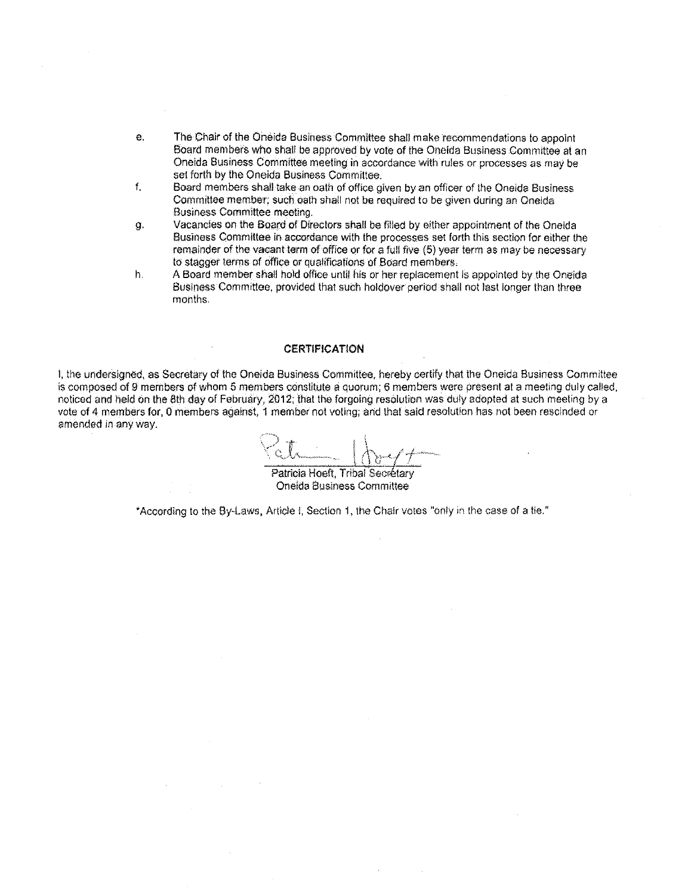e. The Chair of the Oneida Business Committee shall make recommendations to appoint Board members who shall be approved by vote of the Oneida Business Committee at an Oneida Business Committee meeting in accordance with rules or processes as may be set forth by the Oneida Business Committee.

f. Board members shall take an oath of office given by an officer of the Oneida Business Committee member; such oath shall not be required to be given during an Oneida Business Committee meeting.

g. Vacancies on the Board of Directors shall be filled by either appointment of the Oneida Business Committee in accordance with the processes set forth this section for either the remainder of the vacant term of office or for a full five (5) year term as may be necessary to stagger terms of office or qualifications of Board members.

h. A Board member shall hold office until his or her replacement is appointed by the Oneida Business Committee, provided that such holdover period shall not last longer than three months.

## CERTIFICATION

I, the undersigned, as Secretary of the Oneida Business Committee, hereby certify that the Oneida Business Committee is composed of 9 members of whom 5 members constitute a quorum; 6 members were present at a meeting duly called, noticed and held on the 8th day of February, 2012; that the forgoing resolution was duly adopted at such meeting by a vote of 4 members for, 0 members against, 1 member not voting; and that said resolution has not been rescinded or amended in any way.

Patricia Hoeft, Tribal Secretary
Oneida Business Committee

*According to the By-Laws, Article I, Section 1, the Chair votes "only in the case of a tie."